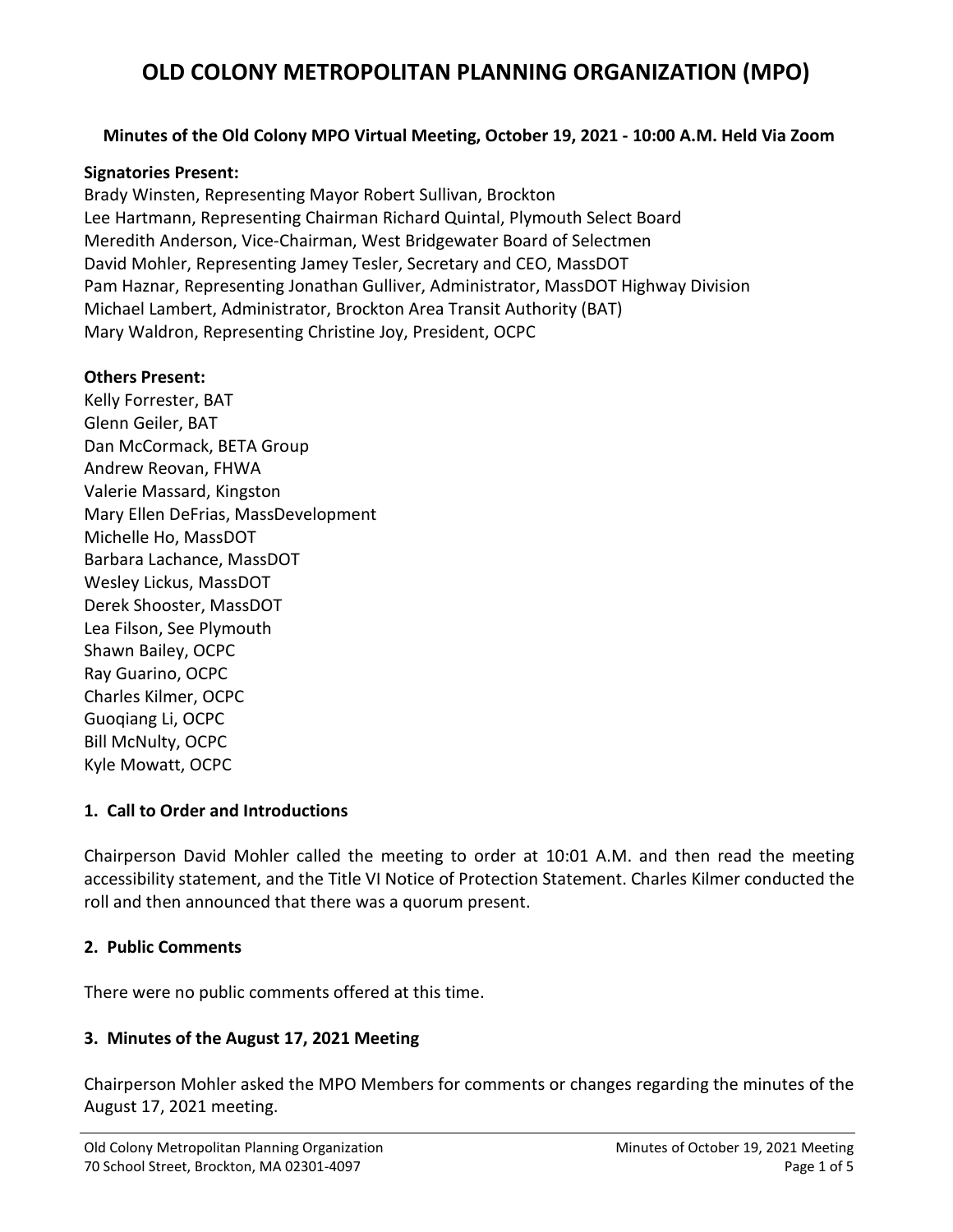# OLD COLONY METROPOLITAN PLANNING ORGANIZATION (MPO)

**Minutes of the Old Colony MPO Virtual Meeting, October 19, 2021 - 10:00 A.M. Held Via Zoom**

**Signatories Present:**
Brady Winsten, Representing Mayor Robert Sullivan, Brockton
Lee Hartmann, Representing Chairman Richard Quintal, Plymouth Select Board
Meredith Anderson, Vice-Chairman, West Bridgewater Board of Selectmen
David Mohler, Representing Jamey Tesler, Secretary and CEO, MassDOT
Pam Haznar, Representing Jonathan Gulliver, Administrator, MassDOT Highway Division
Michael Lambert, Administrator, Brockton Area Transit Authority (BAT)
Mary Waldron, Representing Christine Joy, President, OCPC

**Others Present:**
Kelly Forrester, BAT
Glenn Geiler, BAT
Dan McCormack, BETA Group
Andrew Reovan, FHWA
Valerie Massard, Kingston
Mary Ellen DeFrias, MassDevelopment
Michelle Ho, MassDOT
Barbara Lachance, MassDOT
Wesley Lickus, MassDOT
Derek Shooster, MassDOT
Lea Filson, See Plymouth
Shawn Bailey, OCPC
Ray Guarino, OCPC
Charles Kilmer, OCPC
Guoqiang Li, OCPC
Bill McNulty, OCPC
Kyle Mowatt, OCPC

## 1. Call to Order and Introductions

Chairperson David Mohler called the meeting to order at 10:01 A.M. and then read the meeting accessibility statement, and the Title VI Notice of Protection Statement. Charles Kilmer conducted the roll and then announced that there was a quorum present.

## 2. Public Comments

There were no public comments offered at this time.

## 3. Minutes of the August 17, 2021 Meeting

Chairperson Mohler asked the MPO Members for comments or changes regarding the minutes of the August 17, 2021 meeting.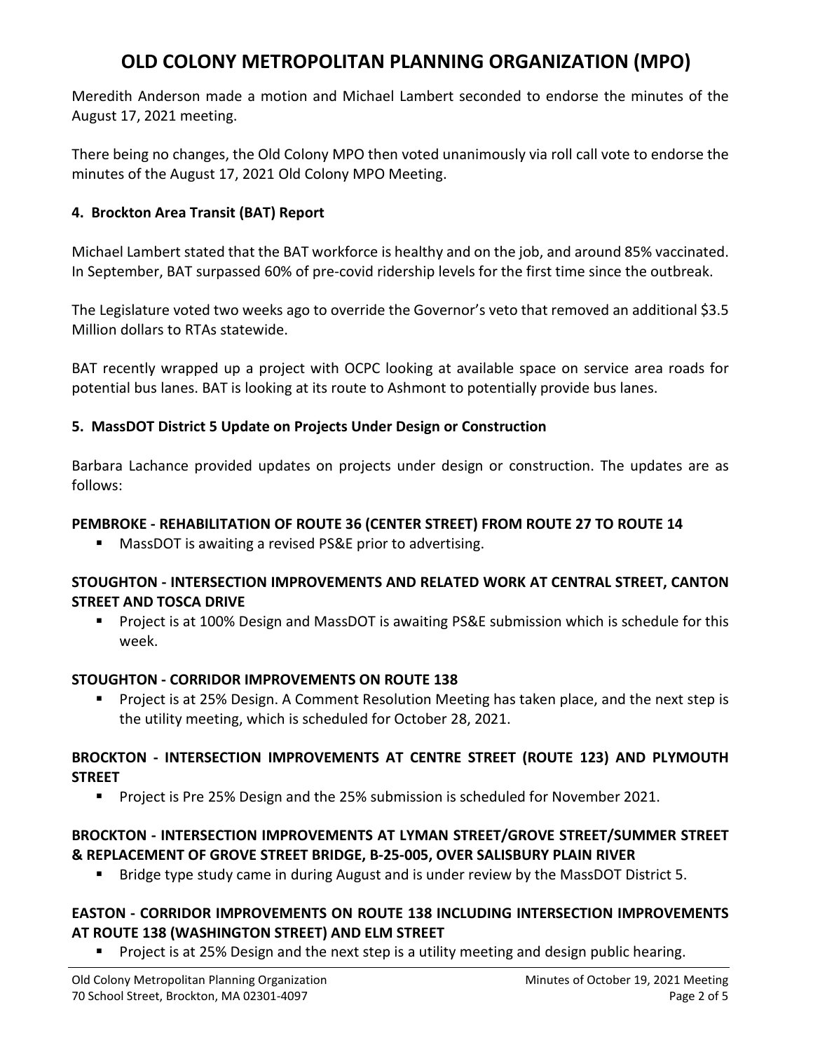Meredith Anderson made a motion and Michael Lambert seconded to endorse the minutes of the August 17, 2021 meeting.

There being no changes, the Old Colony MPO then voted unanimously via roll call vote to endorse the minutes of the August 17, 2021 Old Colony MPO Meeting.

**4. Brockton Area Transit (BAT) Report**

Michael Lambert stated that the BAT workforce is healthy and on the job, and around 85% vaccinated. In September, BAT surpassed 60% of pre-covid ridership levels for the first time since the outbreak.

The Legislature voted two weeks ago to override the Governor's veto that removed an additional $3.5 Million dollars to RTAs statewide.

BAT recently wrapped up a project with OCPC looking at available space on service area roads for potential bus lanes. BAT is looking at its route to Ashmont to potentially provide bus lanes.

**5. MassDOT District 5 Update on Projects Under Design or Construction**

Barbara Lachance provided updates on projects under design or construction. The updates are as follows:

**PEMBROKE - REHABILITATION OF ROUTE 36 (CENTER STREET) FROM ROUTE 27 TO ROUTE 14**

- MassDOT is awaiting a revised PS&E prior to advertising.

**STOUGHTON - INTERSECTION IMPROVEMENTS AND RELATED WORK AT CENTRAL STREET, CANTON STREET AND TOSCA DRIVE**

- Project is at 100% Design and MassDOT is awaiting PS&E submission which is schedule for this week.

**STOUGHTON - CORRIDOR IMPROVEMENTS ON ROUTE 138**

- Project is at 25% Design. A Comment Resolution Meeting has taken place, and the next step is the utility meeting, which is scheduled for October 28, 2021.

**BROCKTON - INTERSECTION IMPROVEMENTS AT CENTRE STREET (ROUTE 123) AND PLYMOUTH STREET**

- Project is Pre 25% Design and the 25% submission is scheduled for November 2021.

**BROCKTON - INTERSECTION IMPROVEMENTS AT LYMAN STREET/GROVE STREET/SUMMER STREET & REPLACEMENT OF GROVE STREET BRIDGE, B-25-005, OVER SALISBURY PLAIN RIVER**

- Bridge type study came in during August and is under review by the MassDOT District 5.

**EASTON - CORRIDOR IMPROVEMENTS ON ROUTE 138 INCLUDING INTERSECTION IMPROVEMENTS AT ROUTE 138 (WASHINGTON STREET) AND ELM STREET**

- Project is at 25% Design and the next step is a utility meeting and design public hearing.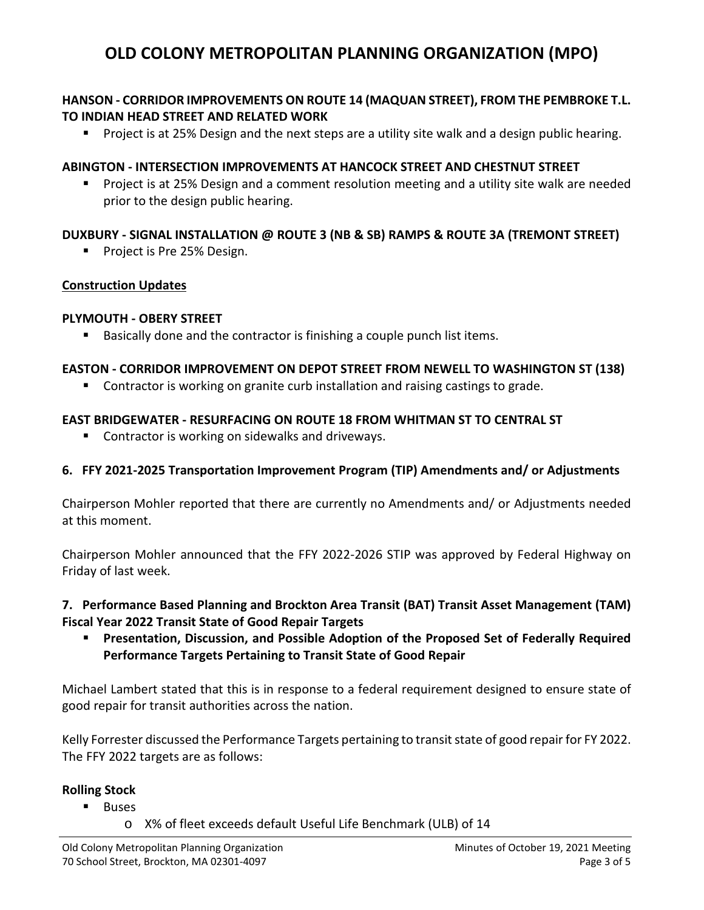# OLD COLONY METROPOLITAN PLANNING ORGANIZATION (MPO)

**HANSON - CORRIDOR IMPROVEMENTS ON ROUTE 14 (MAQUAN STREET), FROM THE PEMBROKE T.L. TO INDIAN HEAD STREET AND RELATED WORK**

- Project is at 25% Design and the next steps are a utility site walk and a design public hearing.

**ABINGTON - INTERSECTION IMPROVEMENTS AT HANCOCK STREET AND CHESTNUT STREET**

- Project is at 25% Design and a comment resolution meeting and a utility site walk are needed prior to the design public hearing.

**DUXBURY - SIGNAL INSTALLATION @ ROUTE 3 (NB & SB) RAMPS & ROUTE 3A (TREMONT STREET)**

- Project is Pre 25% Design.

**Construction Updates**

**PLYMOUTH - OBERY STREET**

- Basically done and the contractor is finishing a couple punch list items.

**EASTON - CORRIDOR IMPROVEMENT ON DEPOT STREET FROM NEWELL TO WASHINGTON ST (138)**

- Contractor is working on granite curb installation and raising castings to grade.

**EAST BRIDGEWATER - RESURFACING ON ROUTE 18 FROM WHITMAN ST TO CENTRAL ST**

- Contractor is working on sidewalks and driveways.

**6. FFY 2021-2025 Transportation Improvement Program (TIP) Amendments and/ or Adjustments**

Chairperson Mohler reported that there are currently no Amendments and/ or Adjustments needed at this moment.

Chairperson Mohler announced that the FFY 2022-2026 STIP was approved by Federal Highway on Friday of last week.

**7. Performance Based Planning and Brockton Area Transit (BAT) Transit Asset Management (TAM) Fiscal Year 2022 Transit State of Good Repair Targets**

- **Presentation, Discussion, and Possible Adoption of the Proposed Set of Federally Required Performance Targets Pertaining to Transit State of Good Repair**

Michael Lambert stated that this is in response to a federal requirement designed to ensure state of good repair for transit authorities across the nation.

Kelly Forrester discussed the Performance Targets pertaining to transit state of good repair for FY 2022. The FFY 2022 targets are as follows:

**Rolling Stock**

- Buses
  - X% of fleet exceeds default Useful Life Benchmark (ULB) of 14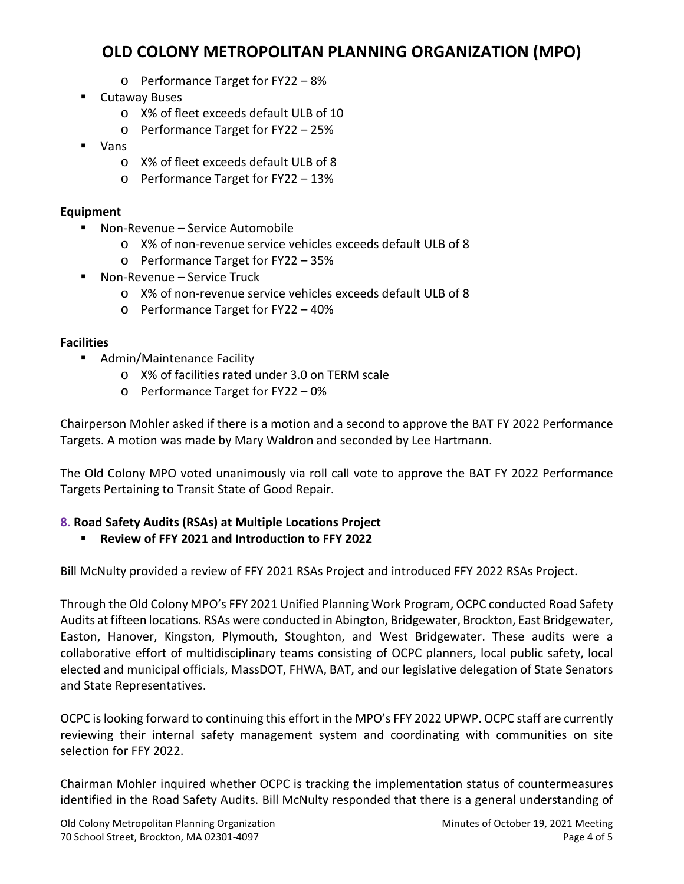- Performance Target for FY22 – 8%
- Cutaway Buses
  - X% of fleet exceeds default ULB of 10
  - Performance Target for FY22 – 25%
- Vans
  - X% of fleet exceeds default ULB of 8
  - Performance Target for FY22 – 13%

**Equipment**

- Non-Revenue – Service Automobile
  - X% of non-revenue service vehicles exceeds default ULB of 8
  - Performance Target for FY22 – 35%
- Non-Revenue – Service Truck
  - X% of non-revenue service vehicles exceeds default ULB of 8
  - Performance Target for FY22 – 40%

**Facilities**

- Admin/Maintenance Facility
  - X% of facilities rated under 3.0 on TERM scale
  - Performance Target for FY22 – 0%

Chairperson Mohler asked if there is a motion and a second to approve the BAT FY 2022 Performance Targets. A motion was made by Mary Waldron and seconded by Lee Hartmann.

The Old Colony MPO voted unanimously via roll call vote to approve the BAT FY 2022 Performance Targets Pertaining to Transit State of Good Repair.

**8. Road Safety Audits (RSAs) at Multiple Locations Project**

- **Review of FFY 2021 and Introduction to FFY 2022**

Bill McNulty provided a review of FFY 2021 RSAs Project and introduced FFY 2022 RSAs Project.

Through the Old Colony MPO's FFY 2021 Unified Planning Work Program, OCPC conducted Road Safety Audits at fifteen locations. RSAs were conducted in Abington, Bridgewater, Brockton, East Bridgewater, Easton, Hanover, Kingston, Plymouth, Stoughton, and West Bridgewater. These audits were a collaborative effort of multidisciplinary teams consisting of OCPC planners, local public safety, local elected and municipal officials, MassDOT, FHWA, BAT, and our legislative delegation of State Senators and State Representatives.

OCPC is looking forward to continuing this effort in the MPO's FFY 2022 UPWP. OCPC staff are currently reviewing their internal safety management system and coordinating with communities on site selection for FFY 2022.

Chairman Mohler inquired whether OCPC is tracking the implementation status of countermeasures identified in the Road Safety Audits. Bill McNulty responded that there is a general understanding of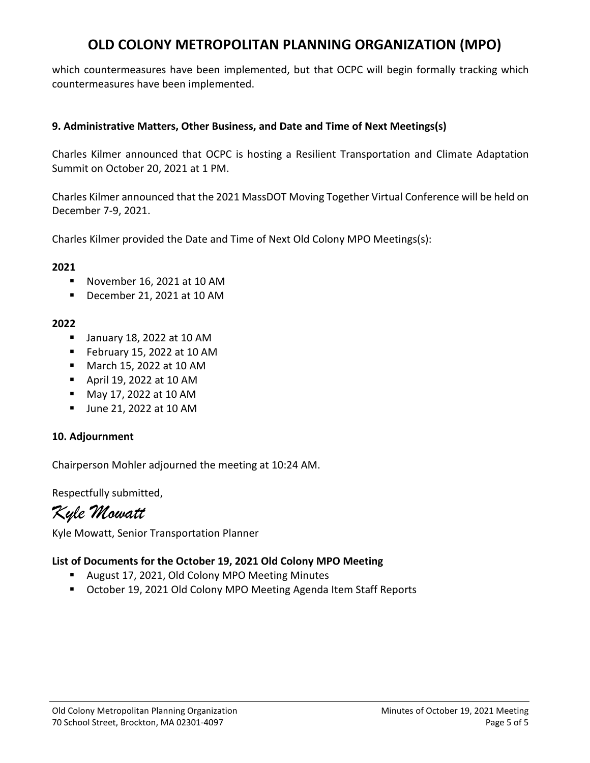which countermeasures have been implemented, but that OCPC will begin formally tracking which countermeasures have been implemented.

**9. Administrative Matters, Other Business, and Date and Time of Next Meetings(s)**

Charles Kilmer announced that OCPC is hosting a Resilient Transportation and Climate Adaptation Summit on October 20, 2021 at 1 PM.

Charles Kilmer announced that the 2021 MassDOT Moving Together Virtual Conference will be held on December 7-9, 2021.

Charles Kilmer provided the Date and Time of Next Old Colony MPO Meetings(s):

**2021**

- November 16, 2021 at 10 AM
- December 21, 2021 at 10 AM

**2022**

- January 18, 2022 at 10 AM
- February 15, 2022 at 10 AM
- March 15, 2022 at 10 AM
- April 19, 2022 at 10 AM
- May 17, 2022 at 10 AM
- June 21, 2022 at 10 AM

**10. Adjournment**

Chairperson Mohler adjourned the meeting at 10:24 AM.

Respectfully submitted,

*Kyle Mowatt*

Kyle Mowatt, Senior Transportation Planner

**List of Documents for the October 19, 2021 Old Colony MPO Meeting**

- August 17, 2021, Old Colony MPO Meeting Minutes
- October 19, 2021 Old Colony MPO Meeting Agenda Item Staff Reports